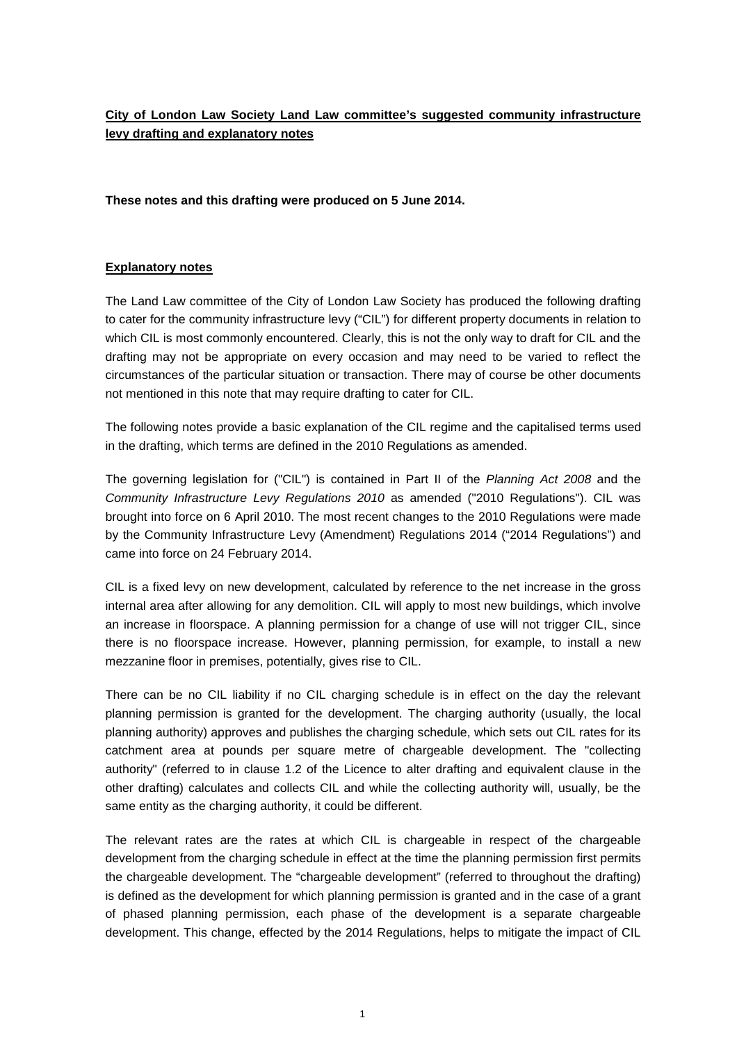**City of London Law Society Land Law committee's suggested community infrastructure levy drafting and explanatory notes**

**These notes and this drafting were produced on 5 June 2014.**

**Explanatory notes**

The Land Law committee of the City of London Law Society has produced the following drafting to cater for the community infrastructure levy ("CIL") for different property documents in relation to which CIL is most commonly encountered. Clearly, this is not the only way to draft for CIL and the drafting may not be appropriate on every occasion and may need to be varied to reflect the circumstances of the particular situation or transaction. There may of course be other documents not mentioned in this note that may require drafting to cater for CIL.

The following notes provide a basic explanation of the CIL regime and the capitalised terms used in the drafting, which terms are defined in the 2010 Regulations as amended.

The governing legislation for ("CIL") is contained in Part II of the *Planning Act 2008* and the *Community Infrastructure Levy Regulations 2010* as amended ("2010 Regulations"). CIL was brought into force on 6 April 2010. The most recent changes to the 2010 Regulations were made by the Community Infrastructure Levy (Amendment) Regulations 2014 ("2014 Regulations") and came into force on 24 February 2014.

CIL is a fixed levy on new development, calculated by reference to the net increase in the gross internal area after allowing for any demolition. CIL will apply to most new buildings, which involve an increase in floorspace. A planning permission for a change of use will not trigger CIL, since there is no floorspace increase. However, planning permission, for example, to install a new mezzanine floor in premises, potentially, gives rise to CIL.

There can be no CIL liability if no CIL charging schedule is in effect on the day the relevant planning permission is granted for the development. The charging authority (usually, the local planning authority) approves and publishes the charging schedule, which sets out CIL rates for its catchment area at pounds per square metre of chargeable development. The "collecting authority" (referred to in clause 1.2 of the Licence to alter drafting and equivalent clause in the other drafting) calculates and collects CIL and while the collecting authority will, usually, be the same entity as the charging authority, it could be different.

The relevant rates are the rates at which CIL is chargeable in respect of the chargeable development from the charging schedule in effect at the time the planning permission first permits the chargeable development. The "chargeable development" (referred to throughout the drafting) is defined as the development for which planning permission is granted and in the case of a grant of phased planning permission, each phase of the development is a separate chargeable development. This change, effected by the 2014 Regulations, helps to mitigate the impact of CIL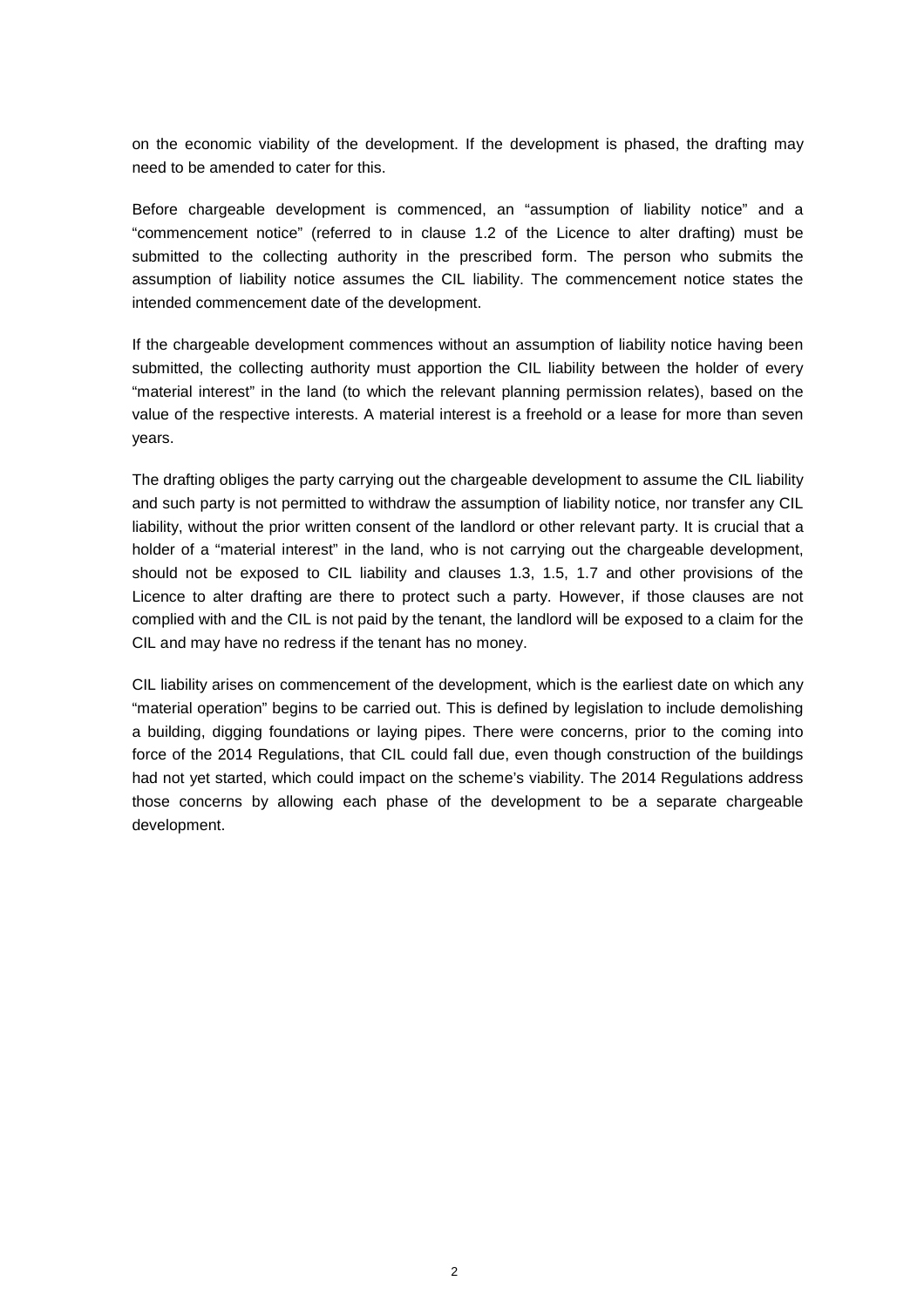on the economic viability of the development. If the development is phased, the drafting may need to be amended to cater for this.

Before chargeable development is commenced, an "assumption of liability notice" and a "commencement notice" (referred to in clause 1.2 of the Licence to alter drafting) must be submitted to the collecting authority in the prescribed form. The person who submits the assumption of liability notice assumes the CIL liability. The commencement notice states the intended commencement date of the development.

If the chargeable development commences without an assumption of liability notice having been submitted, the collecting authority must apportion the CIL liability between the holder of every "material interest" in the land (to which the relevant planning permission relates), based on the value of the respective interests. A material interest is a freehold or a lease for more than seven years.

The drafting obliges the party carrying out the chargeable development to assume the CIL liability and such party is not permitted to withdraw the assumption of liability notice, nor transfer any CIL liability, without the prior written consent of the landlord or other relevant party. It is crucial that a holder of a "material interest" in the land, who is not carrying out the chargeable development, should not be exposed to CIL liability and clauses 1.3, 1.5, 1.7 and other provisions of the Licence to alter drafting are there to protect such a party. However, if those clauses are not complied with and the CIL is not paid by the tenant, the landlord will be exposed to a claim for the CIL and may have no redress if the tenant has no money.

CIL liability arises on commencement of the development, which is the earliest date on which any "material operation" begins to be carried out. This is defined by legislation to include demolishing a building, digging foundations or laying pipes. There were concerns, prior to the coming into force of the 2014 Regulations, that CIL could fall due, even though construction of the buildings had not yet started, which could impact on the scheme's viability. The 2014 Regulations address those concerns by allowing each phase of the development to be a separate chargeable development.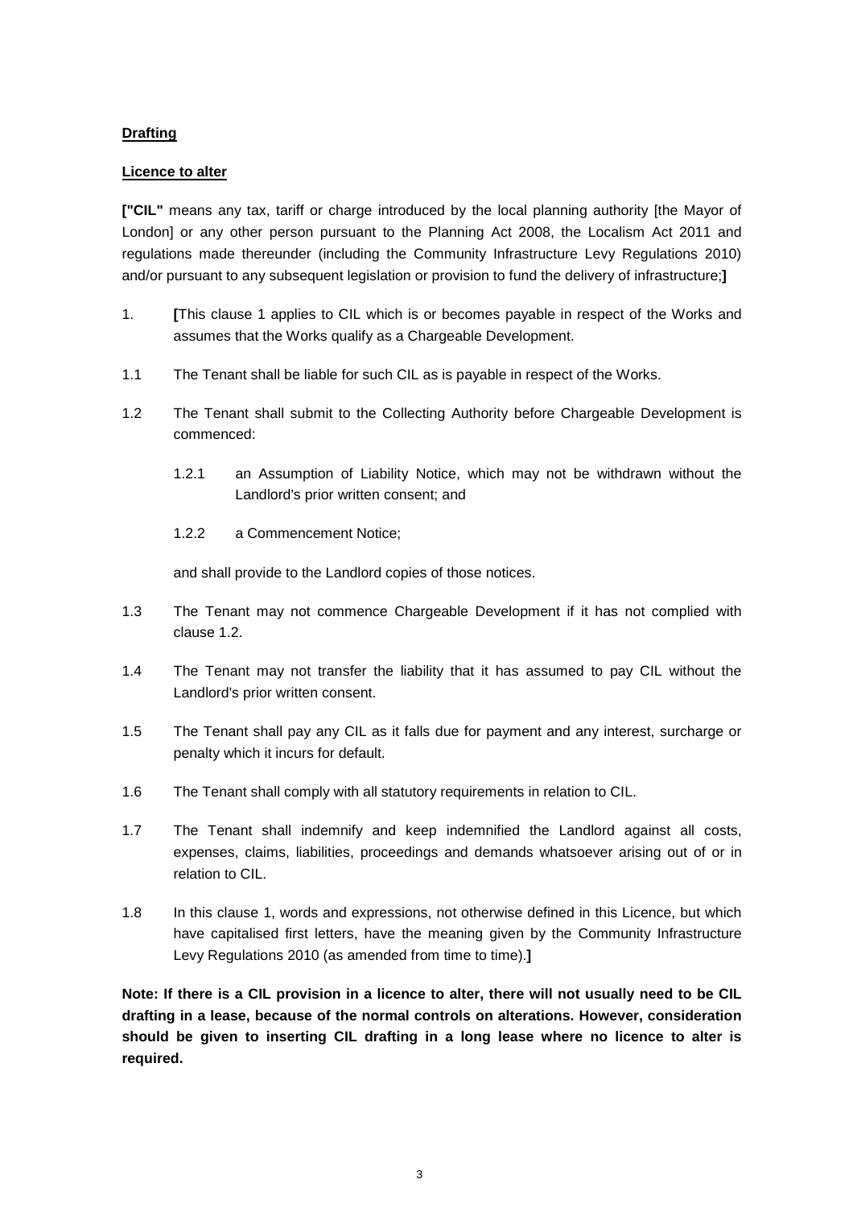**<u>Drafting</u>**

**<u>Licence to alter</u>**

**["CIL"** means any tax, tariff or charge introduced by the local planning authority [the Mayor of London] or any other person pursuant to the Planning Act 2008, the Localism Act 2011 and regulations made thereunder (including the Community Infrastructure Levy Regulations 2010) and/or pursuant to any subsequent legislation or provision to fund the delivery of infrastructure;**]**

1. **[**This clause 1 applies to CIL which is or becomes payable in respect of the Works and assumes that the Works qualify as a Chargeable Development.

1.1 The Tenant shall be liable for such CIL as is payable in respect of the Works.

1.2 The Tenant shall submit to the Collecting Authority before Chargeable Development is commenced:

   1.2.1 an Assumption of Liability Notice, which may not be withdrawn without the Landlord's prior written consent; and

   1.2.2 a Commencement Notice;

   and shall provide to the Landlord copies of those notices.

1.3 The Tenant may not commence Chargeable Development if it has not complied with clause 1.2.

1.4 The Tenant may not transfer the liability that it has assumed to pay CIL without the Landlord's prior written consent.

1.5 The Tenant shall pay any CIL as it falls due for payment and any interest, surcharge or penalty which it incurs for default.

1.6 The Tenant shall comply with all statutory requirements in relation to CIL.

1.7 The Tenant shall indemnify and keep indemnified the Landlord against all costs, expenses, claims, liabilities, proceedings and demands whatsoever arising out of or in relation to CIL.

1.8 In this clause 1, words and expressions, not otherwise defined in this Licence, but which have capitalised first letters, have the meaning given by the Community Infrastructure Levy Regulations 2010 (as amended from time to time).**]**

**Note: If there is a CIL provision in a licence to alter, there will not usually need to be CIL drafting in a lease, because of the normal controls on alterations. However, consideration should be given to inserting CIL drafting in a long lease where no licence to alter is required.**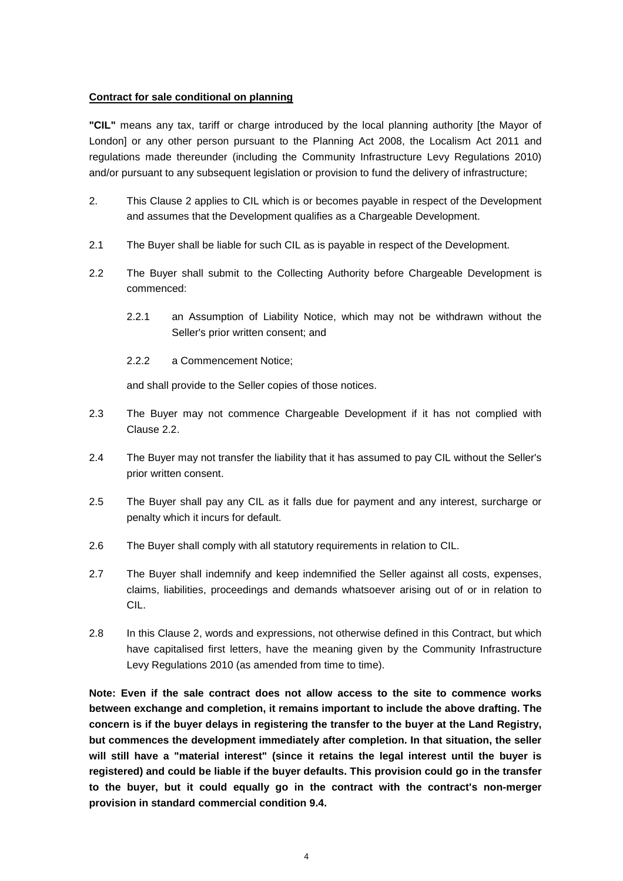**Contract for sale conditional on planning**

**"CIL"** means any tax, tariff or charge introduced by the local planning authority [the Mayor of London] or any other person pursuant to the Planning Act 2008, the Localism Act 2011 and regulations made thereunder (including the Community Infrastructure Levy Regulations 2010) and/or pursuant to any subsequent legislation or provision to fund the delivery of infrastructure;

2. This Clause 2 applies to CIL which is or becomes payable in respect of the Development and assumes that the Development qualifies as a Chargeable Development.

2.1 The Buyer shall be liable for such CIL as is payable in respect of the Development.

2.2 The Buyer shall submit to the Collecting Authority before Chargeable Development is commenced:

2.2.1 an Assumption of Liability Notice, which may not be withdrawn without the Seller's prior written consent; and

2.2.2 a Commencement Notice;

and shall provide to the Seller copies of those notices.

2.3 The Buyer may not commence Chargeable Development if it has not complied with Clause 2.2.

2.4 The Buyer may not transfer the liability that it has assumed to pay CIL without the Seller's prior written consent.

2.5 The Buyer shall pay any CIL as it falls due for payment and any interest, surcharge or penalty which it incurs for default.

2.6 The Buyer shall comply with all statutory requirements in relation to CIL.

2.7 The Buyer shall indemnify and keep indemnified the Seller against all costs, expenses, claims, liabilities, proceedings and demands whatsoever arising out of or in relation to CIL.

2.8 In this Clause 2, words and expressions, not otherwise defined in this Contract, but which have capitalised first letters, have the meaning given by the Community Infrastructure Levy Regulations 2010 (as amended from time to time).

**Note: Even if the sale contract does not allow access to the site to commence works between exchange and completion, it remains important to include the above drafting. The concern is if the buyer delays in registering the transfer to the buyer at the Land Registry, but commences the development immediately after completion. In that situation, the seller will still have a "material interest" (since it retains the legal interest until the buyer is registered) and could be liable if the buyer defaults. This provision could go in the transfer to the buyer, but it could equally go in the contract with the contract's non-merger provision in standard commercial condition 9.4.**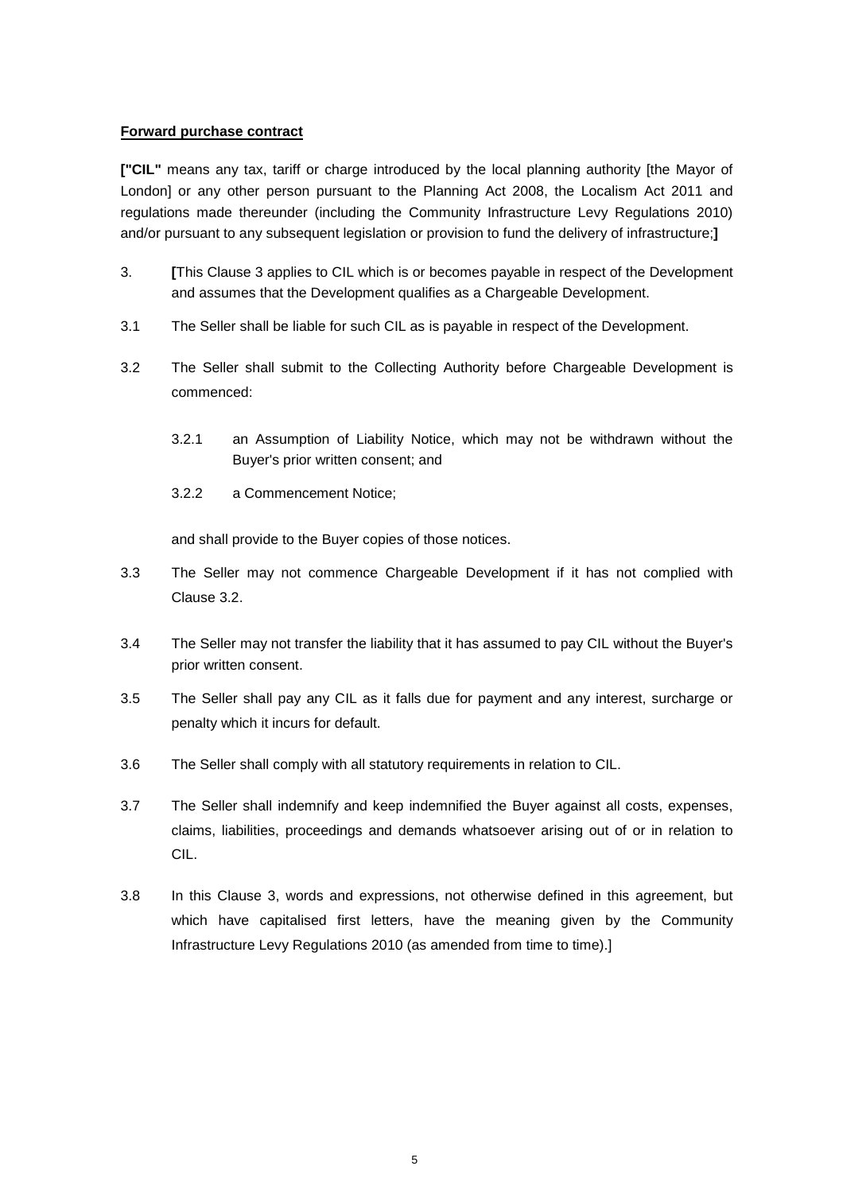**Forward purchase contract**

**["CIL"** means any tax, tariff or charge introduced by the local planning authority [the Mayor of London] or any other person pursuant to the Planning Act 2008, the Localism Act 2011 and regulations made thereunder (including the Community Infrastructure Levy Regulations 2010) and/or pursuant to any subsequent legislation or provision to fund the delivery of infrastructure;**]**

3. **[**This Clause 3 applies to CIL which is or becomes payable in respect of the Development and assumes that the Development qualifies as a Chargeable Development.

3.1 The Seller shall be liable for such CIL as is payable in respect of the Development.

3.2 The Seller shall submit to the Collecting Authority before Chargeable Development is commenced:

  3.2.1 an Assumption of Liability Notice, which may not be withdrawn without the Buyer's prior written consent; and

  3.2.2 a Commencement Notice;

  and shall provide to the Buyer copies of those notices.

3.3 The Seller may not commence Chargeable Development if it has not complied with Clause 3.2.

3.4 The Seller may not transfer the liability that it has assumed to pay CIL without the Buyer's prior written consent.

3.5 The Seller shall pay any CIL as it falls due for payment and any interest, surcharge or penalty which it incurs for default.

3.6 The Seller shall comply with all statutory requirements in relation to CIL.

3.7 The Seller shall indemnify and keep indemnified the Buyer against all costs, expenses, claims, liabilities, proceedings and demands whatsoever arising out of or in relation to CIL.

3.8 In this Clause 3, words and expressions, not otherwise defined in this agreement, but which have capitalised first letters, have the meaning given by the Community Infrastructure Levy Regulations 2010 (as amended from time to time).]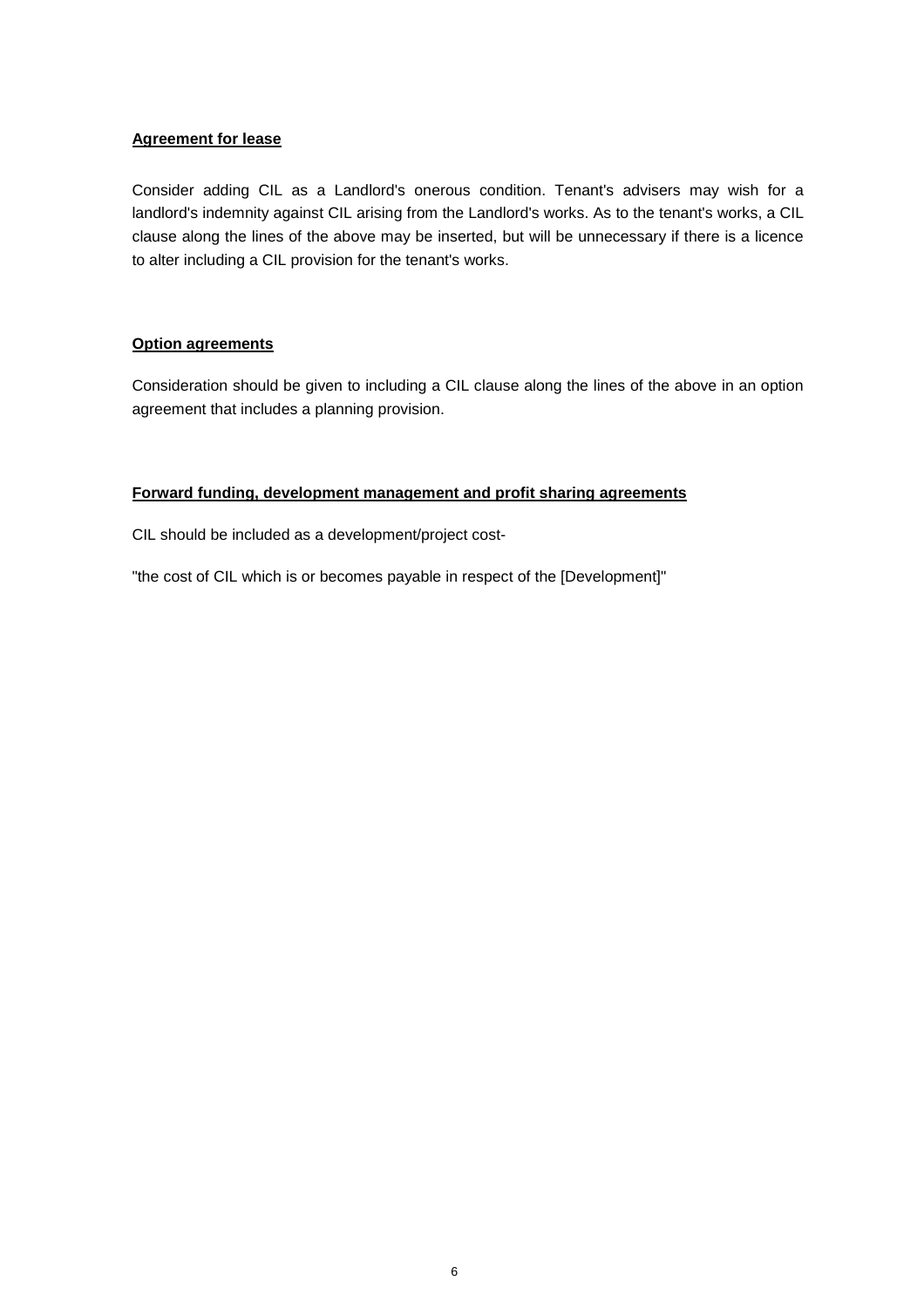**Agreement for lease**

Consider adding CIL as a Landlord's onerous condition. Tenant's advisers may wish for a landlord's indemnity against CIL arising from the Landlord's works. As to the tenant's works, a CIL clause along the lines of the above may be inserted, but will be unnecessary if there is a licence to alter including a CIL provision for the tenant's works.

**Option agreements**

Consideration should be given to including a CIL clause along the lines of the above in an option agreement that includes a planning provision.

**Forward funding, development management and profit sharing agreements**

CIL should be included as a development/project cost-

"the cost of CIL which is or becomes payable in respect of the [Development]"